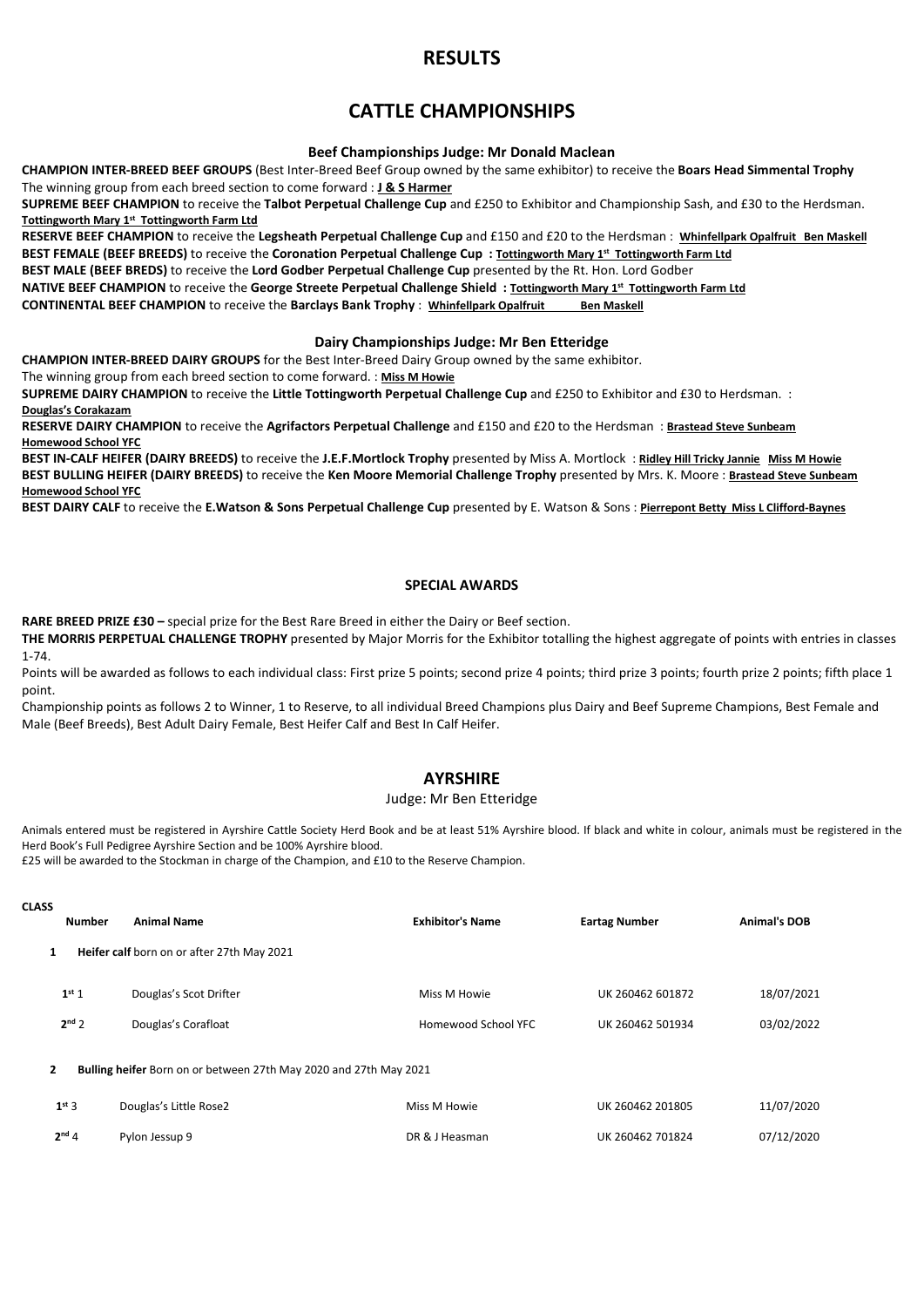# RESULTS

# CATTLE CHAMPIONSHIPS

### Beef Championships Judge: Mr Donald Maclean

**CHAMPION INTER-BREED BEEF GROUPS** (Best Inter-Breed Beef Group owned by the same exhibitor) to receive the **Boars Head Simmental Trophy**
The winning group from each breed section to come forward : **J & S Harmer**

**SUPREME BEEF CHAMPION** to receive the **Talbot Perpetual Challenge Cup** and £250 to Exhibitor and Championship Sash, and £30 to the Herdsman. **Tottingworth Mary 1st Tottingworth Farm Ltd**

**RESERVE BEEF CHAMPION** to receive the **Legsheath Perpetual Challenge Cup** and £150 and £20 to the Herdsman : **Whinfellpark Opalfruit Ben Maskell**

**BEST FEMALE (BEEF BREEDS)** to receive the **Coronation Perpetual Challenge Cup : Tottingworth Mary 1st Tottingworth Farm Ltd**

**BEST MALE (BEEF BREDS)** to receive the **Lord Godber Perpetual Challenge Cup** presented by the Rt. Hon. Lord Godber

**NATIVE BEEF CHAMPION** to receive the **George Streete Perpetual Challenge Shield : Tottingworth Mary 1st Tottingworth Farm Ltd**

**CONTINENTAL BEEF CHAMPION** to receive the **Barclays Bank Trophy** : **Whinfellpark Opalfruit Ben Maskell**

### Dairy Championships Judge: Mr Ben Etteridge

**CHAMPION INTER-BREED DAIRY GROUPS** for the Best Inter-Breed Dairy Group owned by the same exhibitor.
The winning group from each breed section to come forward. : **Miss M Howie**

**SUPREME DAIRY CHAMPION** to receive the **Little Tottingworth Perpetual Challenge Cup** and £250 to Exhibitor and £30 to Herdsman. : **Douglas's Corakazam**

**RESERVE DAIRY CHAMPION** to receive the **Agrifactors Perpetual Challenge** and £150 and £20 to the Herdsman : **Brastead Steve Sunbeam Homewood School YFC**

**BEST IN-CALF HEIFER (DAIRY BREEDS)** to receive the **J.E.F.Mortlock Trophy** presented by Miss A. Mortlock : **Ridley Hill Tricky Jannie Miss M Howie**

**BEST BULLING HEIFER (DAIRY BREEDS)** to receive the **Ken Moore Memorial Challenge Trophy** presented by Mrs. K. Moore : **Brastead Steve Sunbeam Homewood School YFC**

**BEST DAIRY CALF** to receive the **E.Watson & Sons Perpetual Challenge Cup** presented by E. Watson & Sons : **Pierrepont Betty Miss L Clifford-Baynes**

### SPECIAL AWARDS

**RARE BREED PRIZE £30 –** special prize for the Best Rare Breed in either the Dairy or Beef section.

**THE MORRIS PERPETUAL CHALLENGE TROPHY** presented by Major Morris for the Exhibitor totalling the highest aggregate of points with entries in classes 1-74.

Points will be awarded as follows to each individual class: First prize 5 points; second prize 4 points; third prize 3 points; fourth prize 2 points; fifth place 1 point.

Championship points as follows 2 to Winner, 1 to Reserve, to all individual Breed Champions plus Dairy and Beef Supreme Champions, Best Female and Male (Beef Breeds), Best Adult Dairy Female, Best Heifer Calf and Best In Calf Heifer.

## AYRSHIRE

Judge: Mr Ben Etteridge

Animals entered must be registered in Ayrshire Cattle Society Herd Book and be at least 51% Ayrshire blood. If black and white in colour, animals must be registered in the Herd Book's Full Pedigree Ayrshire Section and be 100% Ayrshire blood.
£25 will be awarded to the Stockman in charge of the Champion, and £10 to the Reserve Champion.

| CLASS Number | Animal Name | Exhibitor's Name | Eartag Number | Animal's DOB |
|---|---|---|---|---|
| **1** | **Heifer calf** born on or after 27th May 2021 | | | |
| 1st 1 | Douglas's Scot Drifter | Miss M Howie | UK 260462 601872 | 18/07/2021 |
| 2nd 2 | Douglas's Corafloat | Homewood School YFC | UK 260462 501934 | 03/02/2022 |
| **2** | **Bulling heifer** Born on or between 27th May 2020 and 27th May 2021 | | | |
| 1st 3 | Douglas's Little Rose2 | Miss M Howie | UK 260462 201805 | 11/07/2020 |
| 2nd 4 | Pylon Jessup 9 | DR & J Heasman | UK 260462 701824 | 07/12/2020 |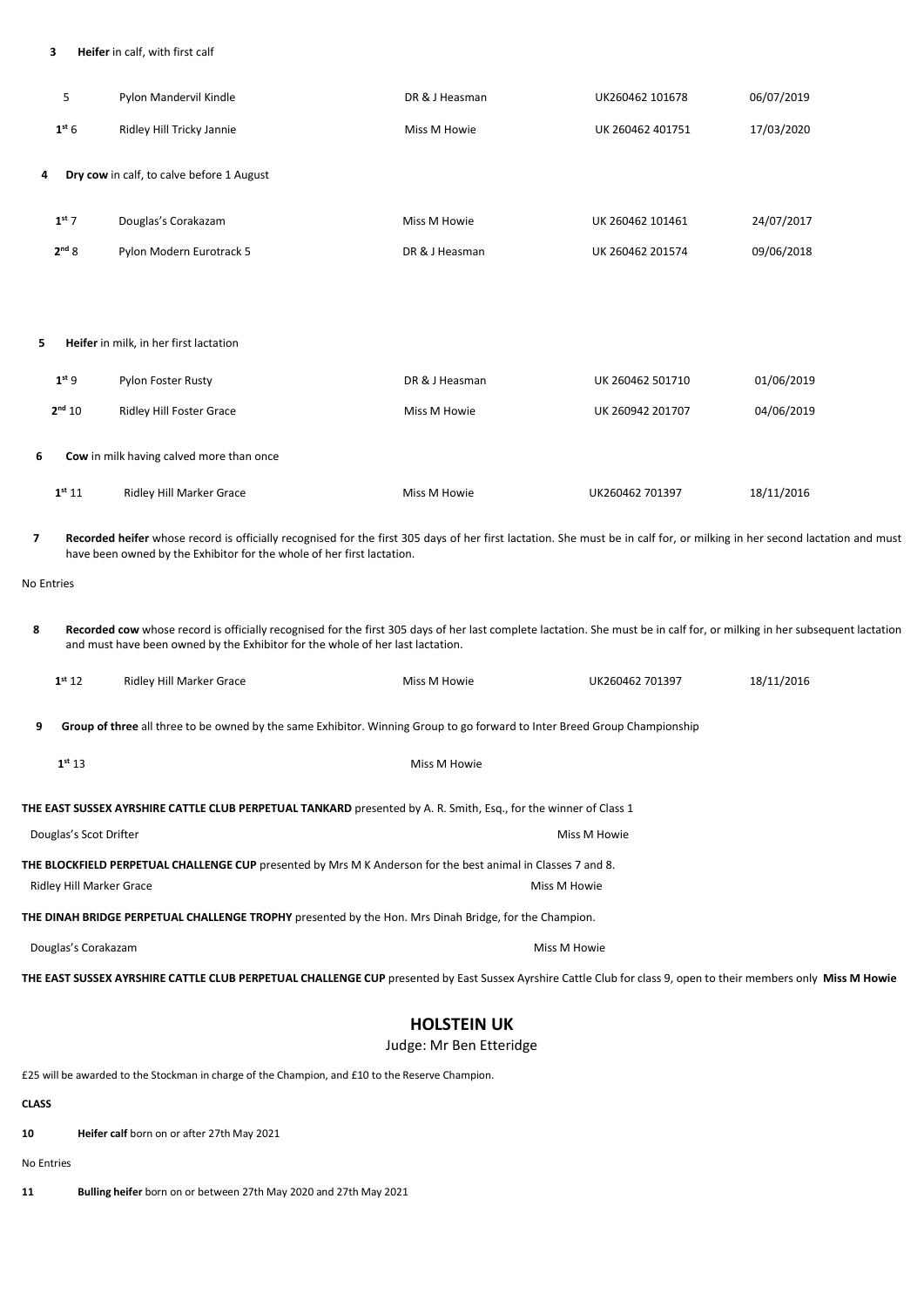**3** **Heifer** in calf, with first calf

| | | | | |
|---|---|---|---|---|
| 5 | Pylon Mandervil Kindle | DR & J Heasman | UK260462 101678 | 06/07/2019 |
| **1st** 6 | Ridley Hill Tricky Jannie | Miss M Howie | UK 260462 401751 | 17/03/2020 |

**4** **Dry cow** in calf, to calve before 1 August

| | | | | |
|---|---|---|---|---|
| **1st** 7 | Douglas's Corakazam | Miss M Howie | UK 260462 101461 | 24/07/2017 |
| **2nd** 8 | Pylon Modern Eurotrack 5 | DR & J Heasman | UK 260462 201574 | 09/06/2018 |

**5** **Heifer** in milk, in her first lactation

| | | | | |
|---|---|---|---|---|
| **1st** 9 | Pylon Foster Rusty | DR & J Heasman | UK 260462 501710 | 01/06/2019 |
| **2nd** 10 | Ridley Hill Foster Grace | Miss M Howie | UK 260942 201707 | 04/06/2019 |

**6** **Cow** in milk having calved more than once

| | | | | |
|---|---|---|---|---|
| **1st** 11 | Ridley Hill Marker Grace | Miss M Howie | UK260462 701397 | 18/11/2016 |

**7** **Recorded heifer** whose record is officially recognised for the first 305 days of her first lactation. She must be in calf for, or milking in her second lactation and must have been owned by the Exhibitor for the whole of her first lactation.

No Entries

**8** **Recorded cow** whose record is officially recognised for the first 305 days of her last complete lactation. She must be in calf for, or milking in her subsequent lactation and must have been owned by the Exhibitor for the whole of her last lactation.

| | | | | |
|---|---|---|---|---|
| **1st** 12 | Ridley Hill Marker Grace | Miss M Howie | UK260462 701397 | 18/11/2016 |

**9** **Group of three** all three to be owned by the same Exhibitor. Winning Group to go forward to Inter Breed Group Championship

**1st** 13 — Miss M Howie

**THE EAST SUSSEX AYRSHIRE CATTLE CLUB PERPETUAL TANKARD** presented by A. R. Smith, Esq., for the winner of Class 1

Douglas's Scot Drifter — Miss M Howie

**THE BLOCKFIELD PERPETUAL CHALLENGE CUP** presented by Mrs M K Anderson for the best animal in Classes 7 and 8.

Ridley Hill Marker Grace — Miss M Howie

**THE DINAH BRIDGE PERPETUAL CHALLENGE TROPHY** presented by the Hon. Mrs Dinah Bridge, for the Champion.

Douglas's Corakazam — Miss M Howie

**THE EAST SUSSEX AYRSHIRE CATTLE CLUB PERPETUAL CHALLENGE CUP** presented by East Sussex Ayrshire Cattle Club for class 9, open to their members only **Miss M Howie**

## HOLSTEIN UK

Judge: Mr Ben Etteridge

£25 will be awarded to the Stockman in charge of the Champion, and £10 to the Reserve Champion.

**CLASS**

**10** **Heifer calf** born on or after 27th May 2021

No Entries

**11** **Bulling heifer** born on or between 27th May 2020 and 27th May 2021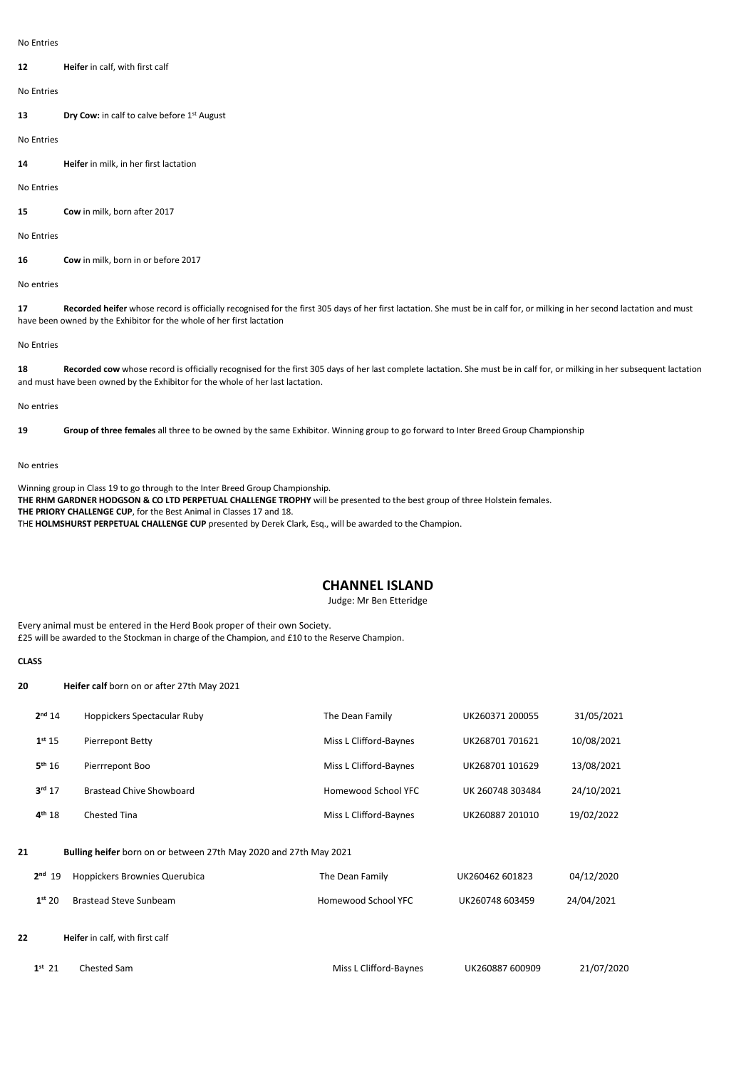No Entries

**12** **Heifer** in calf, with first calf

No Entries

**13** **Dry Cow:** in calf to calve before 1st August

No Entries

**14** **Heifer** in milk, in her first lactation

No Entries

**15** **Cow** in milk, born after 2017

No Entries

**16** **Cow** in milk, born in or before 2017

No entries

**17** **Recorded heifer** whose record is officially recognised for the first 305 days of her first lactation. She must be in calf for, or milking in her second lactation and must have been owned by the Exhibitor for the whole of her first lactation

No Entries

**18** **Recorded cow** whose record is officially recognised for the first 305 days of her last complete lactation. She must be in calf for, or milking in her subsequent lactation and must have been owned by the Exhibitor for the whole of her last lactation.

No entries

**19** **Group of three females** all three to be owned by the same Exhibitor. Winning group to go forward to Inter Breed Group Championship

No entries

Winning group in Class 19 to go through to the Inter Breed Group Championship.
**THE RHM GARDNER HODGSON & CO LTD PERPETUAL CHALLENGE TROPHY** will be presented to the best group of three Holstein females.
**THE PRIORY CHALLENGE CUP**, for the Best Animal in Classes 17 and 18.
THE **HOLMSHURST PERPETUAL CHALLENGE CUP** presented by Derek Clark, Esq., will be awarded to the Champion.

## CHANNEL ISLAND

Judge: Mr Ben Etteridge

Every animal must be entered in the Herd Book proper of their own Society.
£25 will be awarded to the Stockman in charge of the Champion, and £10 to the Reserve Champion.

**CLASS**

**20** **Heifer calf** born on or after 27th May 2021

| | | | | |
|---|---|---|---|---|
| **2nd** 14 | Hoppickers Spectacular Ruby | The Dean Family | UK260371 200055 | 31/05/2021 |
| **1st** 15 | Pierrepont Betty | Miss L Clifford-Baynes | UK268701 701621 | 10/08/2021 |
| **5th** 16 | Pierrrepont Boo | Miss L Clifford-Baynes | UK268701 101629 | 13/08/2021 |
| **3rd** 17 | Brastead Chive Showboard | Homewood School YFC | UK 260748 303484 | 24/10/2021 |
| **4th** 18 | Chested Tina | Miss L Clifford-Baynes | UK260887 201010 | 19/02/2022 |

**21** **Bulling heifer** born on or between 27th May 2020 and 27th May 2021

| | | | | |
|---|---|---|---|---|
| **2nd** 19 | Hoppickers Brownies Querubica | The Dean Family | UK260462 601823 | 04/12/2020 |
| **1st** 20 | Brastead Steve Sunbeam | Homewood School YFC | UK260748 603459 | 24/04/2021 |

**22** **Heifer** in calf, with first calf

| | | | | |
|---|---|---|---|---|
| **1st** 21 | Chested Sam | Miss L Clifford-Baynes | UK260887 600909 | 21/07/2020 |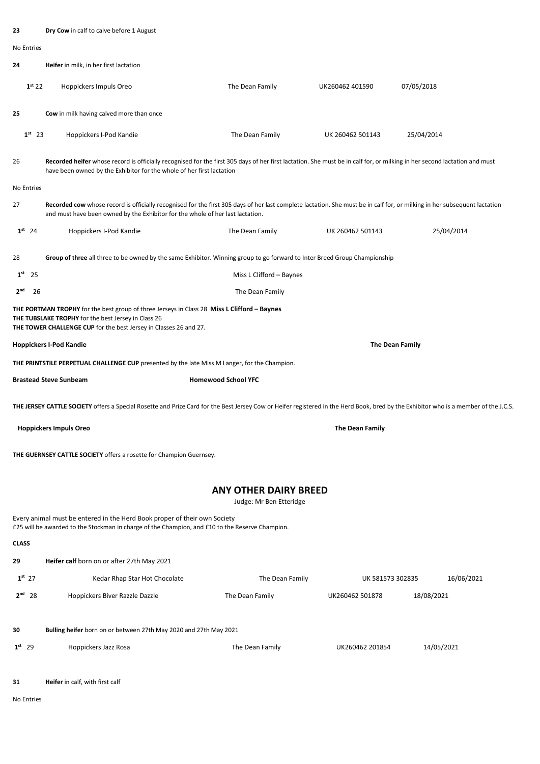**23** **Dry Cow** in calf to calve before 1 August

No Entries

**24** **Heifer** in milk, in her first lactation

| | | | | |
|---|---|---|---|---|
| 1st 22 | Hoppickers Impuls Oreo | The Dean Family | UK260462 401590 | 07/05/2018 |

**25** **Cow** in milk having calved more than once

| | | | | |
|---|---|---|---|---|
| 1st 23 | Hoppickers I-Pod Kandie | The Dean Family | UK 260462 501143 | 25/04/2014 |

26 **Recorded heifer** whose record is officially recognised for the first 305 days of her first lactation. She must be in calf for, or milking in her second lactation and must have been owned by the Exhibitor for the whole of her first lactation

No Entries

27 **Recorded cow** whose record is officially recognised for the first 305 days of her last complete lactation. She must be in calf for, or milking in her subsequent lactation and must have been owned by the Exhibitor for the whole of her last lactation.

| | | | | |
|---|---|---|---|---|
| 1st 24 | Hoppickers I-Pod Kandie | The Dean Family | UK 260462 501143 | 25/04/2014 |

28 **Group of three** all three to be owned by the same Exhibitor. Winning group to go forward to Inter Breed Group Championship

| | |
|---|---|
| 1st 25 | Miss L Clifford – Baynes |
| 2nd 26 | The Dean Family |

**THE PORTMAN TROPHY** for the best group of three Jerseys in Class 28 **Miss L Clifford – Baynes**
**THE TUBSLAKE TROPHY** for the best Jersey in Class 26
**THE TOWER CHALLENGE CUP** for the best Jersey in Classes 26 and 27.

**Hoppickers I-Pod Kandie** **The Dean Family**

**THE PRINTSTILE PERPETUAL CHALLENGE CUP** presented by the late Miss M Langer, for the Champion.

**Brastead Steve Sunbeam** **Homewood School YFC**

**THE JERSEY CATTLE SOCIETY** offers a Special Rosette and Prize Card for the Best Jersey Cow or Heifer registered in the Herd Book, bred by the Exhibitor who is a member of the J.C.S.

**Hoppickers Impuls Oreo** **The Dean Family**

**THE GUERNSEY CATTLE SOCIETY** offers a rosette for Champion Guernsey.

## ANY OTHER DAIRY BREED

Judge: Mr Ben Etteridge

Every animal must be entered in the Herd Book proper of their own Society
£25 will be awarded to the Stockman in charge of the Champion, and £10 to the Reserve Champion.

**CLASS**

**29** **Heifer calf** born on or after 27th May 2021

| | | | | |
|---|---|---|---|---|
| 1st 27 | Kedar Rhap Star Hot Chocolate | The Dean Family | UK 581573 302835 | 16/06/2021 |
| 2nd 28 | Hoppickers Biver Razzle Dazzle | The Dean Family | UK260462 501878 | 18/08/2021 |

**30** **Bulling heifer** born on or between 27th May 2020 and 27th May 2021

| | | | | |
|---|---|---|---|---|
| 1st 29 | Hoppickers Jazz Rosa | The Dean Family | UK260462 201854 | 14/05/2021 |

**31** **Heifer** in calf, with first calf

No Entries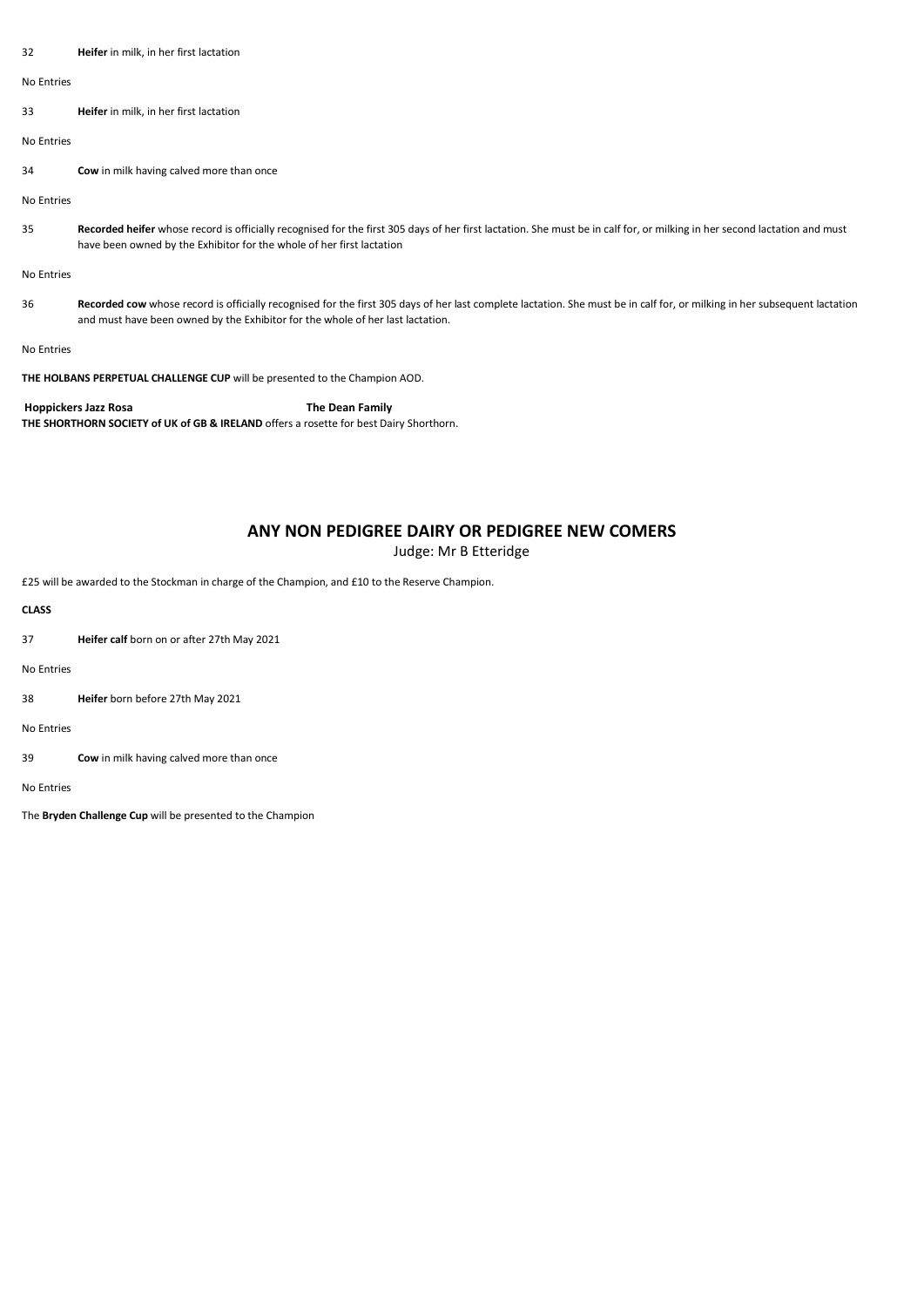32 **Heifer** in milk, in her first lactation

No Entries

33 **Heifer** in milk, in her first lactation

No Entries

34 **Cow** in milk having calved more than once

No Entries

35 **Recorded heifer** whose record is officially recognised for the first 305 days of her first lactation. She must be in calf for, or milking in her second lactation and must have been owned by the Exhibitor for the whole of her first lactation

No Entries

36 **Recorded cow** whose record is officially recognised for the first 305 days of her last complete lactation. She must be in calf for, or milking in her subsequent lactation and must have been owned by the Exhibitor for the whole of her last lactation.

No Entries

**THE HOLBANS PERPETUAL CHALLENGE CUP** will be presented to the Champion AOD.

**Hoppickers Jazz Rosa** **The Dean Family**

**THE SHORTHORN SOCIETY of UK of GB & IRELAND** offers a rosette for best Dairy Shorthorn.

## ANY NON PEDIGREE DAIRY OR PEDIGREE NEW COMERS

Judge: Mr B Etteridge

£25 will be awarded to the Stockman in charge of the Champion, and £10 to the Reserve Champion.

**CLASS**

37 **Heifer calf** born on or after 27th May 2021

No Entries

38 **Heifer** born before 27th May 2021

No Entries

39 **Cow** in milk having calved more than once

No Entries

The **Bryden Challenge Cup** will be presented to the Champion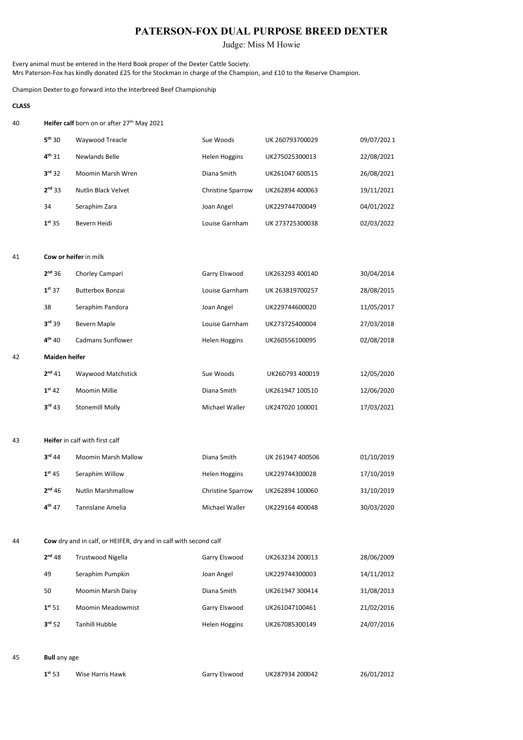# PATERSON-FOX DUAL PURPOSE BREED DEXTER

Judge: Miss M Howie

Every animal must be entered in the Herd Book proper of the Dexter Cattle Society.
Mrs Paterson-Fox has kindly donated £25 for the Stockman in charge of the Champion, and £10 to the Reserve Champion.

Champion Dexter to go forward into the Interbreed Beef Championship

**CLASS**

40 **Heifer calf** born on or after 27th May 2021

| Place/No. | Name | Owner | ID | Date of Birth |
|---|---|---|---|---|
| 5th 30 | Waywood Treacle | Sue Woods | UK 260793700029 | 09/07/202 1 |
| 4th 31 | Newlands Belle | Helen Hoggins | UK275025300013 | 22/08/2021 |
| 3rd 32 | Moomin Marsh Wren | Diana Smith | UK261047 600515 | 26/08/2021 |
| 2nd 33 | Nutlin Black Velvet | Christine Sparrow | UK262894 400063 | 19/11/2021 |
| 34 | Seraphim Zara | Joan Angel | UK229744700049 | 04/01/2022 |
| 1st 35 | Bevern Heidi | Louise Garnham | UK 273725300038 | 02/03/2022 |

41 **Cow or heifer** in milk

| Place/No. | Name | Owner | ID | Date of Birth |
|---|---|---|---|---|
| 2nd 36 | Chorley Campari | Garry Elswood | UK263293 400140 | 30/04/2014 |
| 1st 37 | Butterbox Bonzai | Louise Garnham | UK 263819700257 | 28/08/2015 |
| 38 | Seraphim Pandora | Joan Angel | UK229744600020 | 11/05/2017 |
| 3rd 39 | Bevern Maple | Louise Garnham | UK273725400004 | 27/03/2018 |
| 4th 40 | Cadmans Sunflower | Helen Hoggins | UK260556100095 | 02/08/2018 |

42 **Maiden heifer**

| Place/No. | Name | Owner | ID | Date of Birth |
|---|---|---|---|---|
| 2nd 41 | Waywood Matchstick | Sue Woods | UK260793 400019 | 12/05/2020 |
| 1st 42 | Moomin Millie | Diana Smith | UK261947 100510 | 12/06/2020 |
| 3rd 43 | Stonemill Molly | Michael Waller | UK247020 100001 | 17/03/2021 |

43 **Heifer** in calf with first calf

| Place/No. | Name | Owner | ID | Date of Birth |
|---|---|---|---|---|
| 3rd 44 | Moomin Marsh Mallow | Diana Smith | UK 261947 400506 | 01/10/2019 |
| 1st 45 | Seraphim Willow | Helen Hoggins | UK229744300028 | 17/10/2019 |
| 2nd 46 | Nutlin Marshmallow | Christine Sparrow | UK262894 100060 | 31/10/2019 |
| 4th 47 | Tannslane Amelia | Michael Waller | UK229164 400048 | 30/03/2020 |

44 **Cow** dry and in calf, or HEIFER, dry and in calf with second calf

| Place/No. | Name | Owner | ID | Date of Birth |
|---|---|---|---|---|
| 2nd 48 | Trustwood Nigella | Garry Elswood | UK263234 200013 | 28/06/2009 |
| 49 | Seraphim Pumpkin | Joan Angel | UK229744300003 | 14/11/2012 |
| 50 | Moomin Marsh Daisy | Diana Smith | UK261947 300414 | 31/08/2013 |
| 1st 51 | Moomin Meadowmist | Garry Elswood | UK261047100461 | 21/02/2016 |
| 3rd 52 | Tanhill Hubble | Helen Hoggins | UK267085300149 | 24/07/2016 |

45 **Bull** any age

| Place/No. | Name | Owner | ID | Date of Birth |
|---|---|---|---|---|
| 1st 53 | Wise Harris Hawk | Garry Elswood | UK287934 200042 | 26/01/2012 |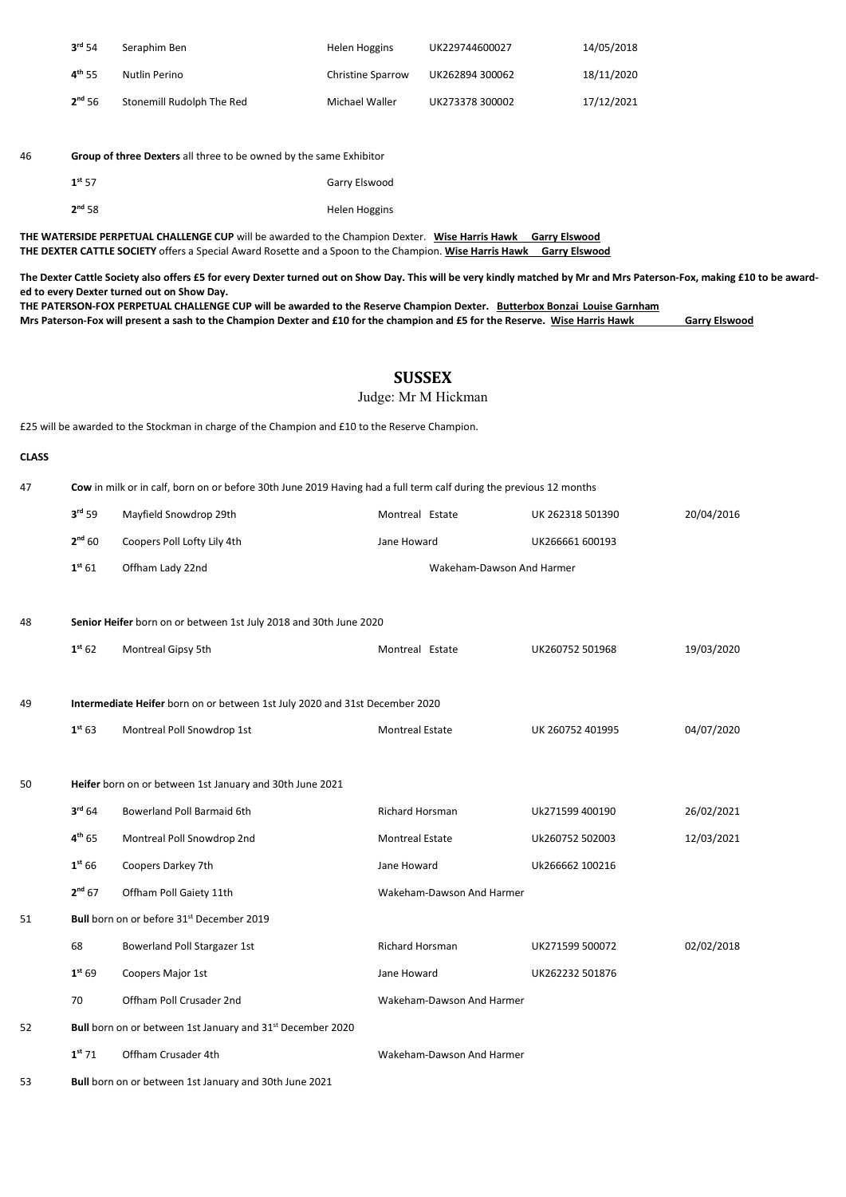| | | | | |
|---|---|---|---|---|
| 3rd 54 | Seraphim Ben | Helen Hoggins | UK229744600027 | 14/05/2018 |
| 4th 55 | Nutlin Perino | Christine Sparrow | UK262894 300062 | 18/11/2020 |
| 2nd 56 | Stonemill Rudolph The Red | Michael Waller | UK273378 300002 | 17/12/2021 |

46 **Group of three Dexters** all three to be owned by the same Exhibitor

| | |
|---|---|
| 1st 57 | Garry Elswood |
| 2nd 58 | Helen Hoggins |

**THE WATERSIDE PERPETUAL CHALLENGE CUP** will be awarded to the Champion Dexter. **Wise Harris Hawk Garry Elswood**
**THE DEXTER CATTLE SOCIETY** offers a Special Award Rosette and a Spoon to the Champion. **Wise Harris Hawk Garry Elswood**

**The Dexter Cattle Society also offers £5 for every Dexter turned out on Show Day. This will be very kindly matched by Mr and Mrs Paterson-Fox, making £10 to be awarded to every Dexter turned out on Show Day.**
**THE PATERSON-FOX PERPETUAL CHALLENGE CUP will be awarded to the Reserve Champion Dexter. Butterbox Bonzai Louise Garnham**
**Mrs Paterson-Fox will present a sash to the Champion Dexter and £10 for the champion and £5 for the Reserve. Wise Harris Hawk Garry Elswood**

## SUSSEX

Judge: Mr M Hickman

£25 will be awarded to the Stockman in charge of the Champion and £10 to the Reserve Champion.

**CLASS**

47 **Cow** in milk or in calf, born on or before 30th June 2019 Having had a full term calf during the previous 12 months

| | | | | |
|---|---|---|---|---|
| 3rd 59 | Mayfield Snowdrop 29th | Montreal Estate | UK 262318 501390 | 20/04/2016 |
| 2nd 60 | Coopers Poll Lofty Lily 4th | Jane Howard | UK266661 600193 | |
| 1st 61 | Offham Lady 22nd | Wakeham-Dawson And Harmer | | |

48 **Senior Heifer** born on or between 1st July 2018 and 30th June 2020

| | | | | |
|---|---|---|---|---|
| 1st 62 | Montreal Gipsy 5th | Montreal Estate | UK260752 501968 | 19/03/2020 |

49 **Intermediate Heifer** born on or between 1st July 2020 and 31st December 2020

| | | | | |
|---|---|---|---|---|
| 1st 63 | Montreal Poll Snowdrop 1st | Montreal Estate | UK 260752 401995 | 04/07/2020 |

50 **Heifer** born on or between 1st January and 30th June 2021

| | | | | |
|---|---|---|---|---|
| 3rd 64 | Bowerland Poll Barmaid 6th | Richard Horsman | Uk271599 400190 | 26/02/2021 |
| 4th 65 | Montreal Poll Snowdrop 2nd | Montreal Estate | Uk260752 502003 | 12/03/2021 |
| 1st 66 | Coopers Darkey 7th | Jane Howard | Uk266662 100216 | |
| 2nd 67 | Offham Poll Gaiety 11th | Wakeham-Dawson And Harmer | | |

51 **Bull** born on or before 31st December 2019

| | | | | |
|---|---|---|---|---|
| 68 | Bowerland Poll Stargazer 1st | Richard Horsman | UK271599 500072 | 02/02/2018 |
| 1st 69 | Coopers Major 1st | Jane Howard | UK262232 501876 | |
| 70 | Offham Poll Crusader 2nd | Wakeham-Dawson And Harmer | | |

52 **Bull** born on or between 1st January and 31st December 2020

| | | |
|---|---|---|
| 1st 71 | Offham Crusader 4th | Wakeham-Dawson And Harmer |

53 **Bull** born on or between 1st January and 30th June 2021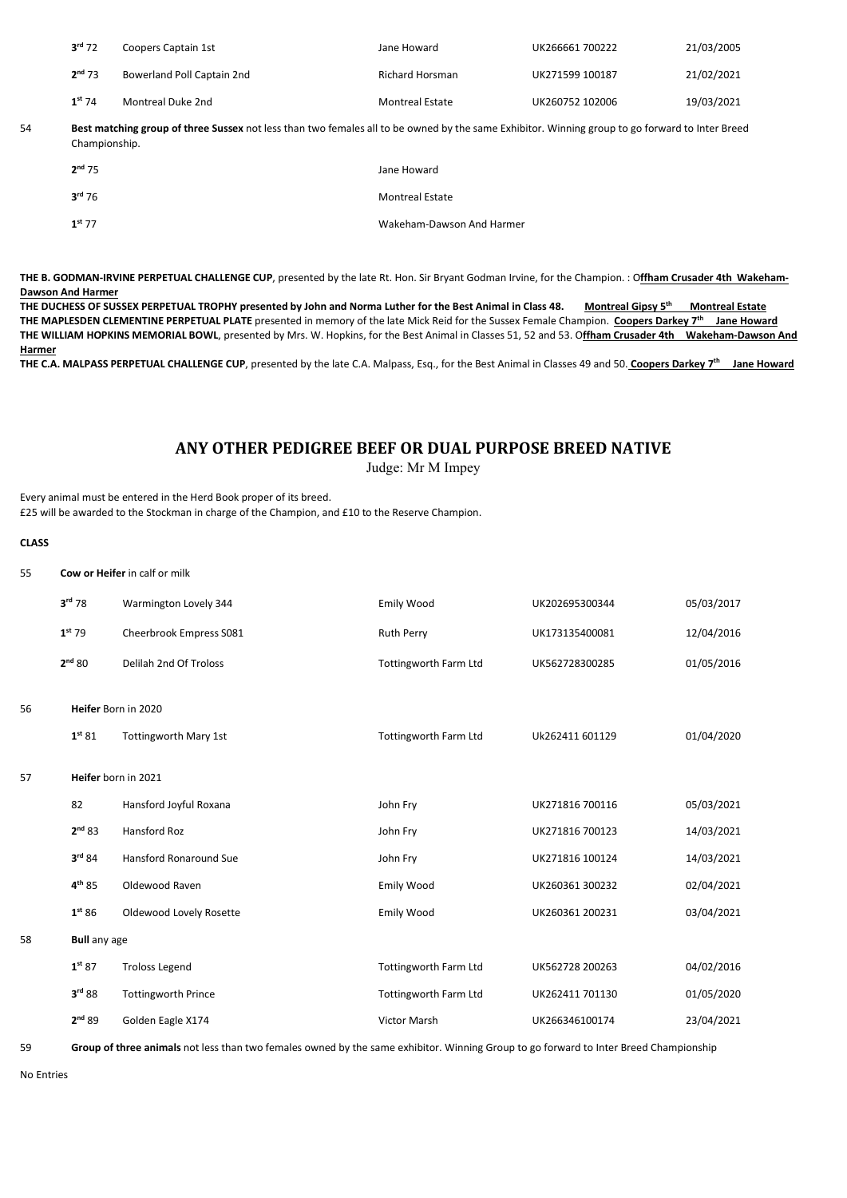| | | | | |
|---|---|---|---|---|
| 3rd 72 | Coopers Captain 1st | Jane Howard | UK266661 700222 | 21/03/2005 |
| 2nd 73 | Bowerland Poll Captain 2nd | Richard Horsman | UK271599 100187 | 21/02/2021 |
| 1st 74 | Montreal Duke 2nd | Montreal Estate | UK260752 102006 | 19/03/2021 |

54 **Best matching group of three Sussex** not less than two females all to be owned by the same Exhibitor. Winning group to go forward to Inter Breed Championship.

| | |
|---|---|
| 2nd 75 | Jane Howard |
| 3rd 76 | Montreal Estate |
| 1st 77 | Wakeham-Dawson And Harmer |

**THE B. GODMAN-IRVINE PERPETUAL CHALLENGE CUP**, presented by the late Rt. Hon. Sir Bryant Godman Irvine, for the Champion. : O**ffham Crusader 4th Wakeham-Dawson And Harmer**

**THE DUCHESS OF SUSSEX PERPETUAL TROPHY presented by John and Norma Luther for the Best Animal in Class 48. Montreal Gipsy 5th Montreal Estate**

**THE MAPLESDEN CLEMENTINE PERPETUAL PLATE** presented in memory of the late Mick Reid for the Sussex Female Champion. **Coopers Darkey 7th Jane Howard**

**THE WILLIAM HOPKINS MEMORIAL BOWL**, presented by Mrs. W. Hopkins, for the Best Animal in Classes 51, 52 and 53. O**ffham Crusader 4th Wakeham-Dawson And Harmer**

**THE C.A. MALPASS PERPETUAL CHALLENGE CUP**, presented by the late C.A. Malpass, Esq., for the Best Animal in Classes 49 and 50. **Coopers Darkey 7th Jane Howard**

## ANY OTHER PEDIGREE BEEF OR DUAL PURPOSE BREED NATIVE

Judge: Mr M Impey

Every animal must be entered in the Herd Book proper of its breed.
£25 will be awarded to the Stockman in charge of the Champion, and £10 to the Reserve Champion.

**CLASS**

55 **Cow or Heifer** in calf or milk

| | | | | |
|---|---|---|---|---|
| 3rd 78 | Warmington Lovely 344 | Emily Wood | UK202695300344 | 05/03/2017 |
| 1st 79 | Cheerbrook Empress S081 | Ruth Perry | UK173135400081 | 12/04/2016 |
| 2nd 80 | Delilah 2nd Of Troloss | Tottingworth Farm Ltd | UK562728300285 | 01/05/2016 |

56 **Heifer** Born in 2020

| | | | | |
|---|---|---|---|---|
| 1st 81 | Tottingworth Mary 1st | Tottingworth Farm Ltd | Uk262411 601129 | 01/04/2020 |

57 **Heifer** born in 2021

| | | | | |
|---|---|---|---|---|
| 82 | Hansford Joyful Roxana | John Fry | UK271816 700116 | 05/03/2021 |
| 2nd 83 | Hansford Roz | John Fry | UK271816 700123 | 14/03/2021 |
| 3rd 84 | Hansford Ronaround Sue | John Fry | UK271816 100124 | 14/03/2021 |
| 4th 85 | Oldewood Raven | Emily Wood | UK260361 300232 | 02/04/2021 |
| 1st 86 | Oldewood Lovely Rosette | Emily Wood | UK260361 200231 | 03/04/2021 |

58 **Bull** any age

| | | | | |
|---|---|---|---|---|
| 1st 87 | Troloss Legend | Tottingworth Farm Ltd | UK562728 200263 | 04/02/2016 |
| 3rd 88 | Tottingworth Prince | Tottingworth Farm Ltd | UK262411 701130 | 01/05/2020 |
| 2nd 89 | Golden Eagle X174 | Victor Marsh | UK266346100174 | 23/04/2021 |

59 **Group of three animals** not less than two females owned by the same exhibitor. Winning Group to go forward to Inter Breed Championship

No Entries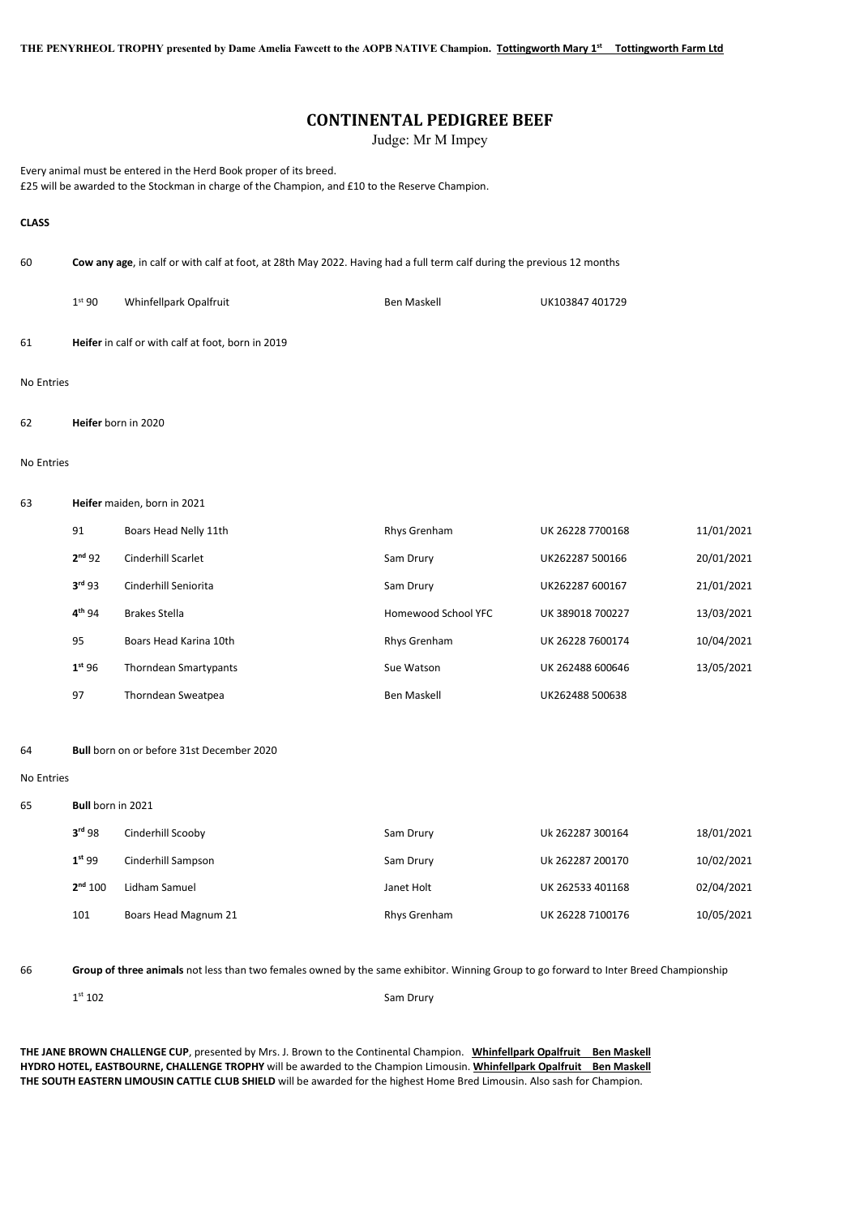**THE PENYRHEOL TROPHY presented by Dame Amelia Fawcett to the AOPB NATIVE Champion. Tottingworth Mary 1st Tottingworth Farm Ltd**

# CONTINENTAL PEDIGREE BEEF

Judge: Mr M Impey

Every animal must be entered in the Herd Book proper of its breed.
£25 will be awarded to the Stockman in charge of the Champion, and £10 to the Reserve Champion.

**CLASS**

60 **Cow any age**, in calf or with calf at foot, at 28th May 2022. Having had a full term calf during the previous 12 months

| | | | |
|---|---|---|---|
| 1st 90 | Whinfellpark Opalfruit | Ben Maskell | UK103847 401729 |

61 **Heifer** in calf or with calf at foot, born in 2019

No Entries

62 **Heifer** born in 2020

No Entries

63 **Heifer** maiden, born in 2021

| | | | | |
|---|---|---|---|---|
| 91 | Boars Head Nelly 11th | Rhys Grenham | UK 26228 7700168 | 11/01/2021 |
| **2nd** 92 | Cinderhill Scarlet | Sam Drury | UK262287 500166 | 20/01/2021 |
| **3rd** 93 | Cinderhill Seniorita | Sam Drury | UK262287 600167 | 21/01/2021 |
| **4th** 94 | Brakes Stella | Homewood School YFC | UK 389018 700227 | 13/03/2021 |
| 95 | Boars Head Karina 10th | Rhys Grenham | UK 26228 7600174 | 10/04/2021 |
| **1st** 96 | Thorndean Smartypants | Sue Watson | UK 262488 600646 | 13/05/2021 |
| 97 | Thorndean Sweatpea | Ben Maskell | UK262488 500638 | |

64 **Bull** born on or before 31st December 2020

No Entries

65 **Bull** born in 2021

| | | | | |
|---|---|---|---|---|
| **3rd** 98 | Cinderhill Scooby | Sam Drury | Uk 262287 300164 | 18/01/2021 |
| **1st** 99 | Cinderhill Sampson | Sam Drury | Uk 262287 200170 | 10/02/2021 |
| **2nd** 100 | Lidham Samuel | Janet Holt | UK 262533 401168 | 02/04/2021 |
| 101 | Boars Head Magnum 21 | Rhys Grenham | UK 26228 7100176 | 10/05/2021 |

66 **Group of three animals** not less than two females owned by the same exhibitor. Winning Group to go forward to Inter Breed Championship

1st 102 Sam Drury

**THE JANE BROWN CHALLENGE CUP**, presented by Mrs. J. Brown to the Continental Champion. **Whinfellpark Opalfruit Ben Maskell**
**HYDRO HOTEL, EASTBOURNE, CHALLENGE TROPHY** will be awarded to the Champion Limousin. **Whinfellpark Opalfruit Ben Maskell**
**THE SOUTH EASTERN LIMOUSIN CATTLE CLUB SHIELD** will be awarded for the highest Home Bred Limousin. Also sash for Champion.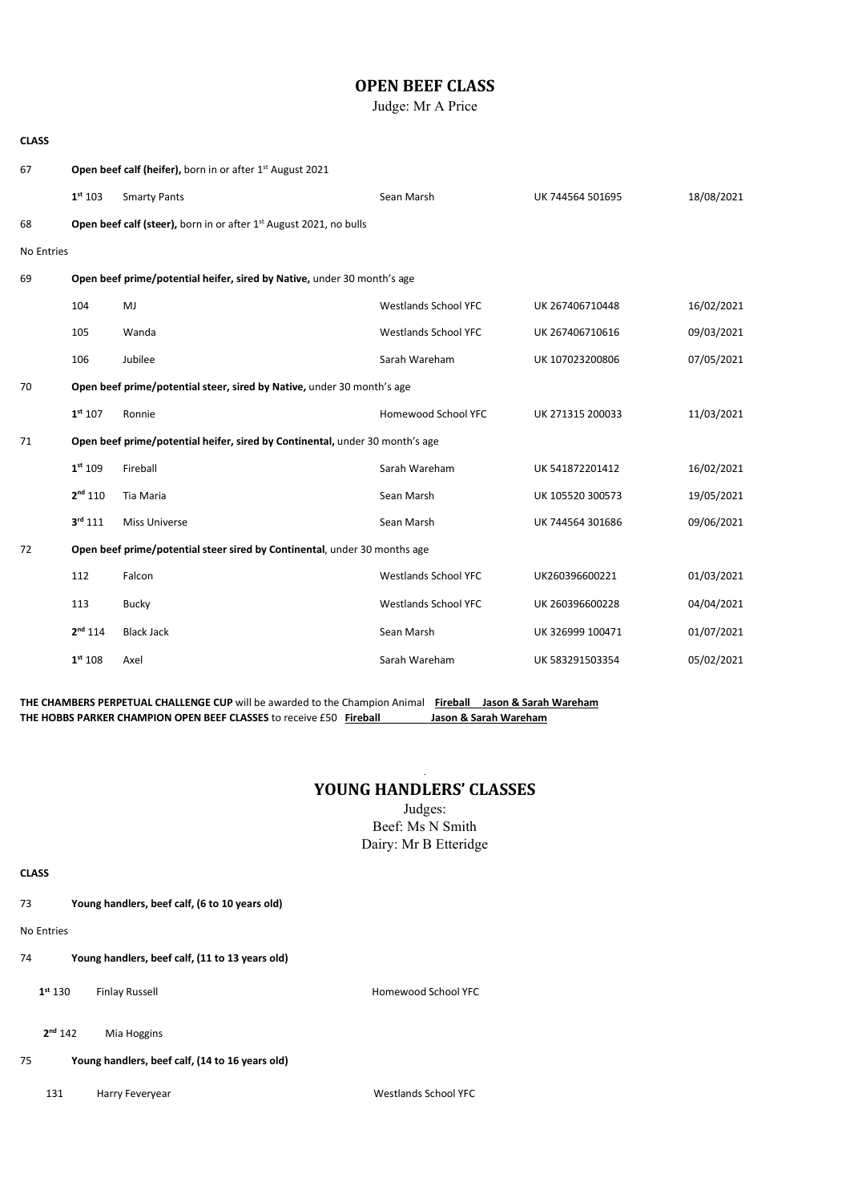# OPEN BEEF CLASS

Judge: Mr A Price

**CLASS**

67 **Open beef calf (heifer),** born in or after 1st August 2021

| | | | | |
|---|---|---|---|---|
| 1st 103 | Smarty Pants | Sean Marsh | UK 744564 501695 | 18/08/2021 |

68 **Open beef calf (steer),** born in or after 1st August 2021, no bulls

No Entries

69 **Open beef prime/potential heifer, sired by Native,** under 30 month's age

| | | | | |
|---|---|---|---|---|
| 104 | MJ | Westlands School YFC | UK 267406710448 | 16/02/2021 |
| 105 | Wanda | Westlands School YFC | UK 267406710616 | 09/03/2021 |
| 106 | Jubilee | Sarah Wareham | UK 107023200806 | 07/05/2021 |

70 **Open beef prime/potential steer, sired by Native,** under 30 month's age

| | | | | |
|---|---|---|---|---|
| 1st 107 | Ronnie | Homewood School YFC | UK 271315 200033 | 11/03/2021 |

71 **Open beef prime/potential heifer, sired by Continental,** under 30 month's age

| | | | | |
|---|---|---|---|---|
| 1st 109 | Fireball | Sarah Wareham | UK 541872201412 | 16/02/2021 |
| 2nd 110 | Tia Maria | Sean Marsh | UK 105520 300573 | 19/05/2021 |
| 3rd 111 | Miss Universe | Sean Marsh | UK 744564 301686 | 09/06/2021 |

72 **Open beef prime/potential steer sired by Continental**, under 30 months age

| | | | | |
|---|---|---|---|---|
| 112 | Falcon | Westlands School YFC | UK260396600221 | 01/03/2021 |
| 113 | Bucky | Westlands School YFC | UK 260396600228 | 04/04/2021 |
| 2nd 114 | Black Jack | Sean Marsh | UK 326999 100471 | 01/07/2021 |
| 1st 108 | Axel | Sarah Wareham | UK 583291503354 | 05/02/2021 |

**THE CHAMBERS PERPETUAL CHALLENGE CUP** will be awarded to the Champion Animal **Fireball Jason & Sarah Wareham**
**THE HOBBS PARKER CHAMPION OPEN BEEF CLASSES** to receive £50 **Fireball Jason & Sarah Wareham**

# YOUNG HANDLERS' CLASSES

Judges:
Beef: Ms N Smith
Dairy: Mr B Etteridge

**CLASS**

73 **Young handlers, beef calf, (6 to 10 years old)**

No Entries

74 **Young handlers, beef calf, (11 to 13 years old)**

| | | |
|---|---|---|
| 1st 130 | Finlay Russell | Homewood School YFC |
| 2nd 142 | Mia Hoggins | |

75 **Young handlers, beef calf, (14 to 16 years old)**

| | | |
|---|---|---|
| 131 | Harry Feveryear | Westlands School YFC |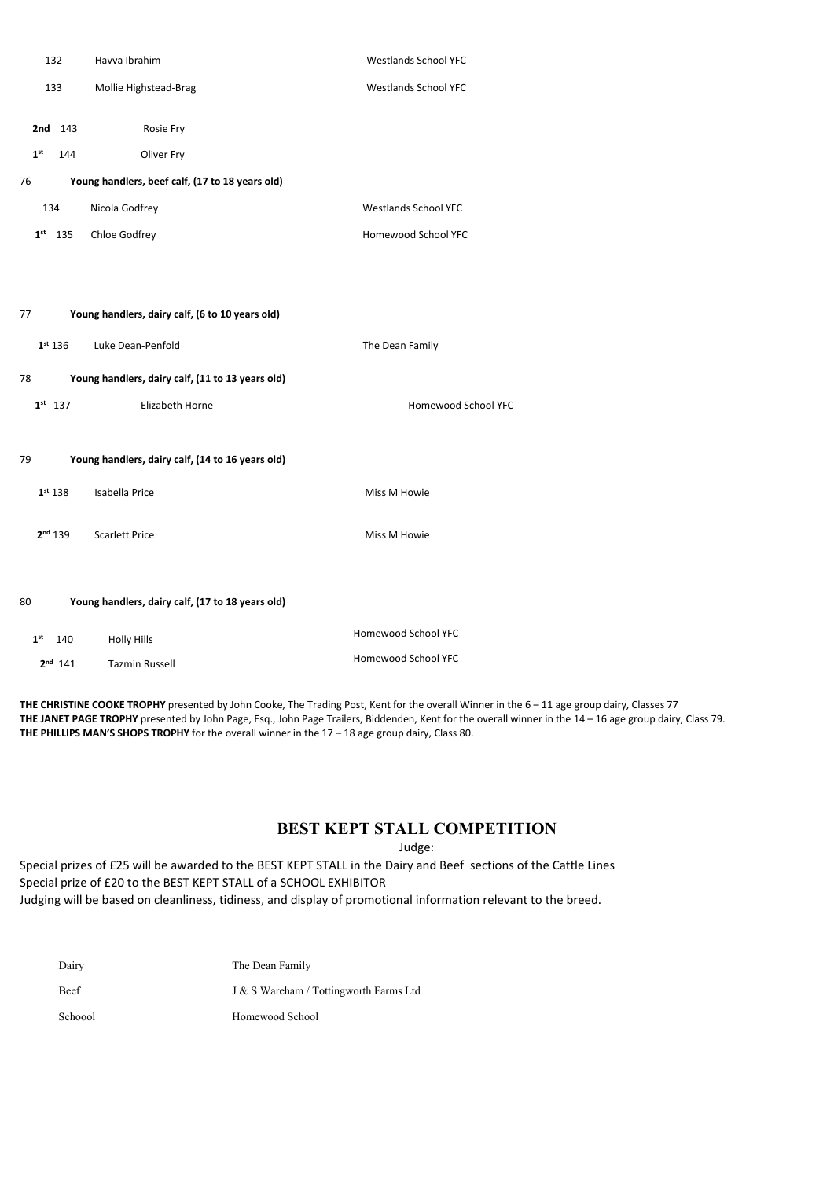| | | |
|---|---|---|
| 132 | Havva Ibrahim | Westlands School YFC |
| 133 | Mollie Highstead-Brag | Westlands School YFC |
| **2nd** 143 | Rosie Fry | |
| **1st** 144 | Oliver Fry | |

**76 Young handlers, beef calf, (17 to 18 years old)**

| | | |
|---|---|---|
| 134 | Nicola Godfrey | Westlands School YFC |
| **1st** 135 | Chloe Godfrey | Homewood School YFC |

**77 Young handlers, dairy calf, (6 to 10 years old)**

| | | |
|---|---|---|
| **1st** 136 | Luke Dean-Penfold | The Dean Family |

**78 Young handlers, dairy calf, (11 to 13 years old)**

| | | |
|---|---|---|
| **1st** 137 | Elizabeth Horne | Homewood School YFC |

**79 Young handlers, dairy calf, (14 to 16 years old)**

| | | |
|---|---|---|
| **1st** 138 | Isabella Price | Miss M Howie |
| **2nd** 139 | Scarlett Price | Miss M Howie |

**80 Young handlers, dairy calf, (17 to 18 years old)**

| | | |
|---|---|---|
| **1st** 140 | Holly Hills | Homewood School YFC |
| **2nd** 141 | Tazmin Russell | Homewood School YFC |

**THE CHRISTINE COOKE TROPHY** presented by John Cooke, The Trading Post, Kent for the overall Winner in the 6 – 11 age group dairy, Classes 77
**THE JANET PAGE TROPHY** presented by John Page, Esq., John Page Trailers, Biddenden, Kent for the overall winner in the 14 – 16 age group dairy, Class 79.
**THE PHILLIPS MAN'S SHOPS TROPHY** for the overall winner in the 17 – 18 age group dairy, Class 80.

## BEST KEPT STALL COMPETITION

Judge:

Special prizes of £25 will be awarded to the BEST KEPT STALL in the Dairy and Beef sections of the Cattle Lines
Special prize of £20 to the BEST KEPT STALL of a SCHOOL EXHIBITOR
Judging will be based on cleanliness, tidiness, and display of promotional information relevant to the breed.

| | |
|---|---|
| Dairy | The Dean Family |
| Beef | J & S Wareham / Tottingworth Farms Ltd |
| Schoool | Homewood School |